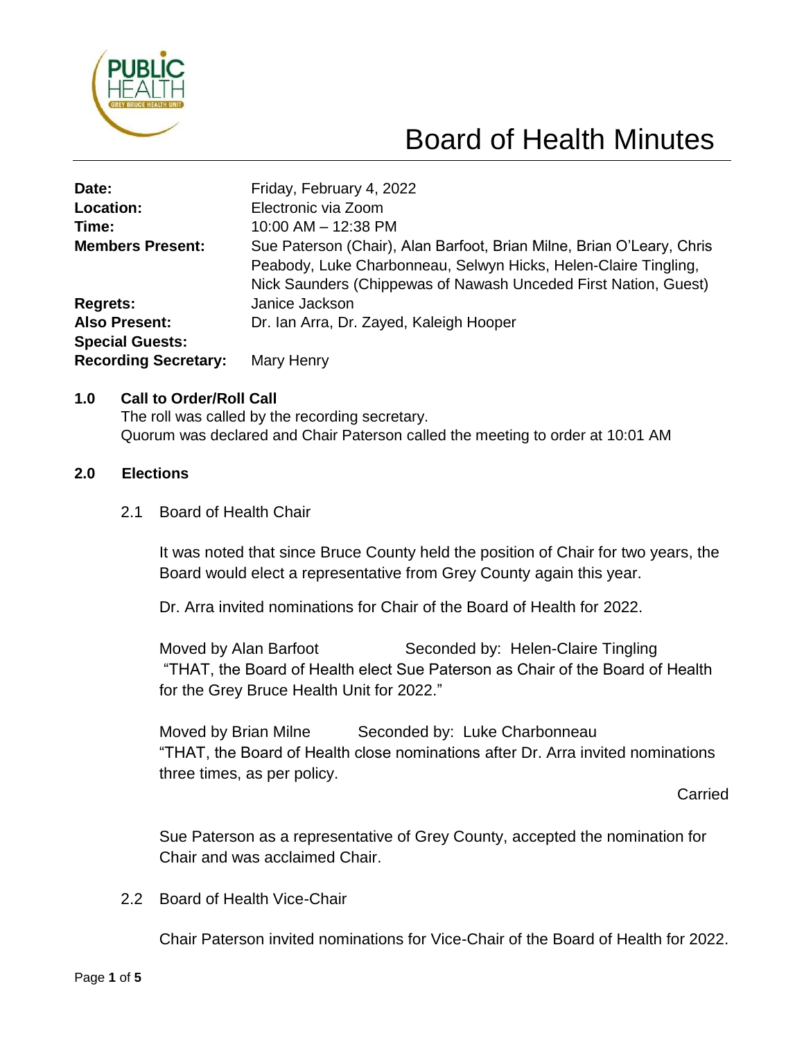# Board of Health Minutes

| | |
|---|---|
| **Date:** | Friday, February 4, 2022 |
| **Location:** | Electronic via Zoom |
| **Time:** | 10:00 AM – 12:38 PM |
| **Members Present:** | Sue Paterson (Chair), Alan Barfoot, Brian Milne, Brian O'Leary, Chris Peabody, Luke Charbonneau, Selwyn Hicks, Helen-Claire Tingling, Nick Saunders (Chippewas of Nawash Unceded First Nation, Guest) |
| **Regrets:** | Janice Jackson |
| **Also Present:** | Dr. Ian Arra, Dr. Zayed, Kaleigh Hooper |
| **Special Guests:** | |
| **Recording Secretary:** | Mary Henry |

## 1.0 Call to Order/Roll Call

The roll was called by the recording secretary.
Quorum was declared and Chair Paterson called the meeting to order at 10:01 AM

## 2.0 Elections

### 2.1 Board of Health Chair

It was noted that since Bruce County held the position of Chair for two years, the Board would elect a representative from Grey County again this year.

Dr. Arra invited nominations for Chair of the Board of Health for 2022.

Moved by Alan Barfoot     Seconded by: Helen-Claire Tingling
"THAT, the Board of Health elect Sue Paterson as Chair of the Board of Health for the Grey Bruce Health Unit for 2022."

Moved by Brian Milne     Seconded by: Luke Charbonneau
"THAT, the Board of Health close nominations after Dr. Arra invited nominations three times, as per policy.

Carried

Sue Paterson as a representative of Grey County, accepted the nomination for Chair and was acclaimed Chair.

### 2.2 Board of Health Vice-Chair

Chair Paterson invited nominations for Vice-Chair of the Board of Health for 2022.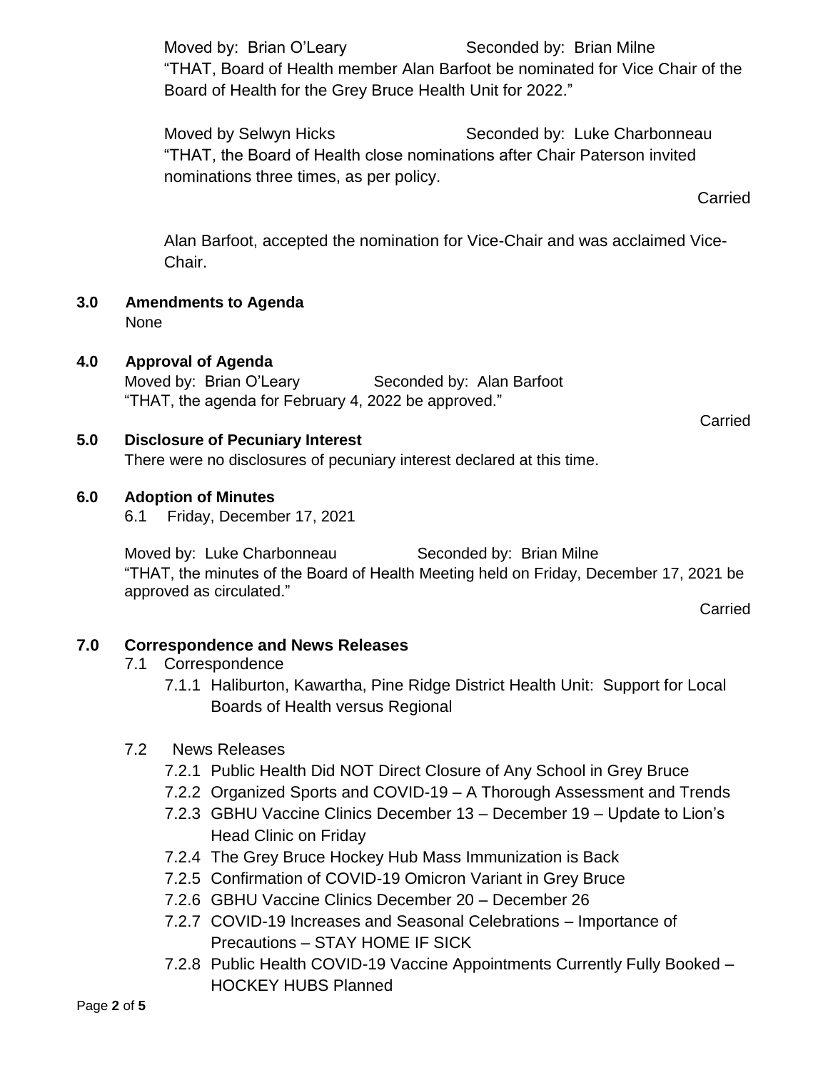Moved by: Brian O'Leary Seconded by: Brian Milne
"THAT, Board of Health member Alan Barfoot be nominated for Vice Chair of the Board of Health for the Grey Bruce Health Unit for 2022."

Moved by Selwyn Hicks Seconded by: Luke Charbonneau
"THAT, the Board of Health close nominations after Chair Paterson invited nominations three times, as per policy.

Carried

Alan Barfoot, accepted the nomination for Vice-Chair and was acclaimed Vice-Chair.

## 3.0 Amendments to Agenda

None

## 4.0 Approval of Agenda

Moved by: Brian O'Leary Seconded by: Alan Barfoot
"THAT, the agenda for February 4, 2022 be approved."

Carried

## 5.0 Disclosure of Pecuniary Interest

There were no disclosures of pecuniary interest declared at this time.

## 6.0 Adoption of Minutes

6.1 Friday, December 17, 2021

Moved by: Luke Charbonneau Seconded by: Brian Milne
"THAT, the minutes of the Board of Health Meeting held on Friday, December 17, 2021 be approved as circulated."

Carried

## 7.0 Correspondence and News Releases

7.1 Correspondence

7.1.1 Haliburton, Kawartha, Pine Ridge District Health Unit: Support for Local Boards of Health versus Regional

7.2 News Releases

7.2.1 Public Health Did NOT Direct Closure of Any School in Grey Bruce
7.2.2 Organized Sports and COVID-19 – A Thorough Assessment and Trends
7.2.3 GBHU Vaccine Clinics December 13 – December 19 – Update to Lion's Head Clinic on Friday
7.2.4 The Grey Bruce Hockey Hub Mass Immunization is Back
7.2.5 Confirmation of COVID-19 Omicron Variant in Grey Bruce
7.2.6 GBHU Vaccine Clinics December 20 – December 26
7.2.7 COVID-19 Increases and Seasonal Celebrations – Importance of Precautions – STAY HOME IF SICK
7.2.8 Public Health COVID-19 Vaccine Appointments Currently Fully Booked – HOCKEY HUBS Planned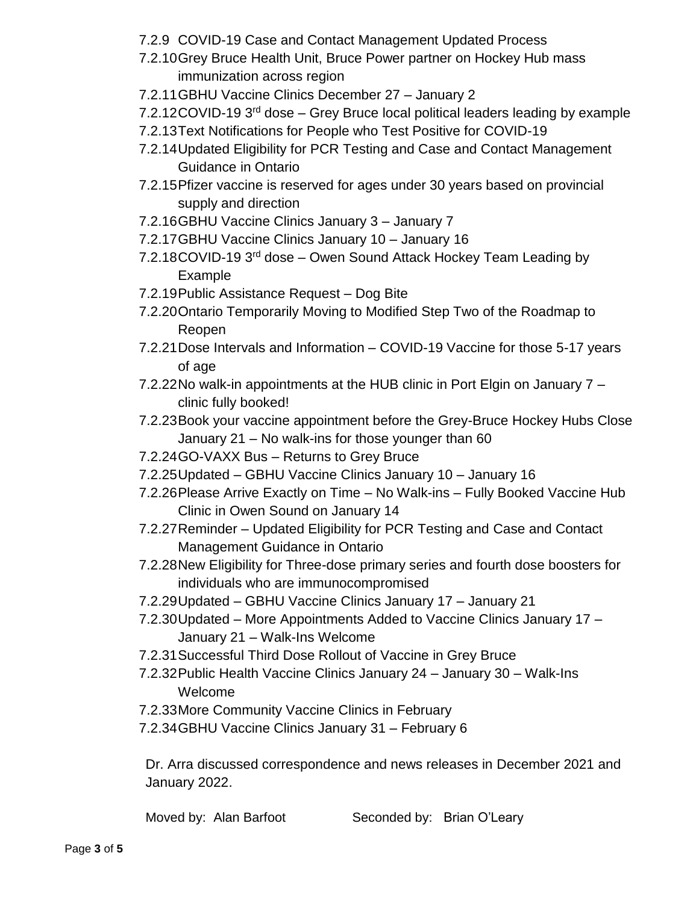- 7.2.9 COVID-19 Case and Contact Management Updated Process
- 7.2.10 Grey Bruce Health Unit, Bruce Power partner on Hockey Hub mass immunization across region
- 7.2.11 GBHU Vaccine Clinics December 27 – January 2
- 7.2.12 COVID-19 3rd dose – Grey Bruce local political leaders leading by example
- 7.2.13 Text Notifications for People who Test Positive for COVID-19
- 7.2.14 Updated Eligibility for PCR Testing and Case and Contact Management Guidance in Ontario
- 7.2.15 Pfizer vaccine is reserved for ages under 30 years based on provincial supply and direction
- 7.2.16 GBHU Vaccine Clinics January 3 – January 7
- 7.2.17 GBHU Vaccine Clinics January 10 – January 16
- 7.2.18 COVID-19 3rd dose – Owen Sound Attack Hockey Team Leading by Example
- 7.2.19 Public Assistance Request – Dog Bite
- 7.2.20 Ontario Temporarily Moving to Modified Step Two of the Roadmap to Reopen
- 7.2.21 Dose Intervals and Information – COVID-19 Vaccine for those 5-17 years of age
- 7.2.22 No walk-in appointments at the HUB clinic in Port Elgin on January 7 – clinic fully booked!
- 7.2.23 Book your vaccine appointment before the Grey-Bruce Hockey Hubs Close January 21 – No walk-ins for those younger than 60
- 7.2.24 GO-VAXX Bus – Returns to Grey Bruce
- 7.2.25 Updated – GBHU Vaccine Clinics January 10 – January 16
- 7.2.26 Please Arrive Exactly on Time – No Walk-ins – Fully Booked Vaccine Hub Clinic in Owen Sound on January 14
- 7.2.27 Reminder – Updated Eligibility for PCR Testing and Case and Contact Management Guidance in Ontario
- 7.2.28 New Eligibility for Three-dose primary series and fourth dose boosters for individuals who are immunocompromised
- 7.2.29 Updated – GBHU Vaccine Clinics January 17 – January 21
- 7.2.30 Updated – More Appointments Added to Vaccine Clinics January 17 – January 21 – Walk-Ins Welcome
- 7.2.31 Successful Third Dose Rollout of Vaccine in Grey Bruce
- 7.2.32 Public Health Vaccine Clinics January 24 – January 30 – Walk-Ins Welcome
- 7.2.33 More Community Vaccine Clinics in February
- 7.2.34 GBHU Vaccine Clinics January 31 – February 6

Dr. Arra discussed correspondence and news releases in December 2021 and January 2022.

Moved by: Alan Barfoot Seconded by: Brian O'Leary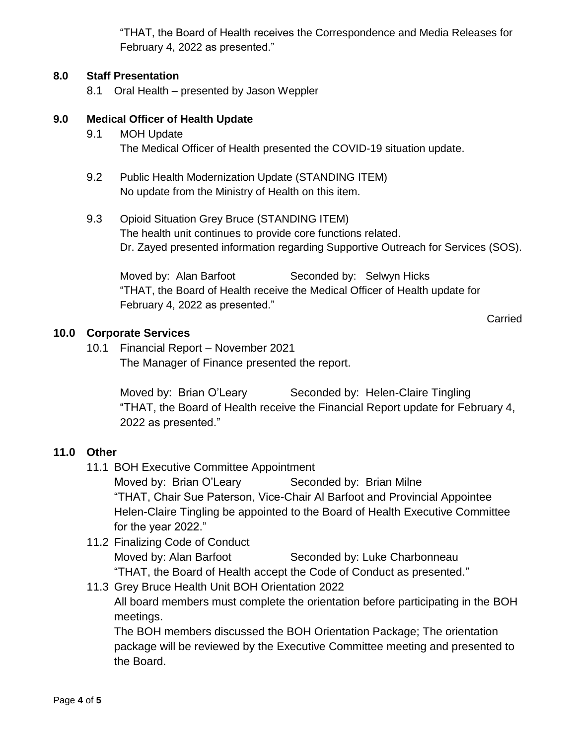"THAT, the Board of Health receives the Correspondence and Media Releases for February 4, 2022 as presented."

## 8.0 Staff Presentation

8.1 Oral Health – presented by Jason Weppler

## 9.0 Medical Officer of Health Update

9.1 MOH Update

The Medical Officer of Health presented the COVID-19 situation update.

9.2 Public Health Modernization Update (STANDING ITEM)

No update from the Ministry of Health on this item.

9.3 Opioid Situation Grey Bruce (STANDING ITEM)

The health unit continues to provide core functions related.

Dr. Zayed presented information regarding Supportive Outreach for Services (SOS).

Moved by: Alan Barfoot Seconded by: Selwyn Hicks

"THAT, the Board of Health receive the Medical Officer of Health update for February 4, 2022 as presented."

Carried

## 10.0 Corporate Services

10.1 Financial Report – November 2021

The Manager of Finance presented the report.

Moved by: Brian O'Leary Seconded by: Helen-Claire Tingling

"THAT, the Board of Health receive the Financial Report update for February 4, 2022 as presented."

## 11.0 Other

11.1 BOH Executive Committee Appointment

Moved by: Brian O'Leary Seconded by: Brian Milne

"THAT, Chair Sue Paterson, Vice-Chair Al Barfoot and Provincial Appointee Helen-Claire Tingling be appointed to the Board of Health Executive Committee for the year 2022."

11.2 Finalizing Code of Conduct

Moved by: Alan Barfoot Seconded by: Luke Charbonneau

"THAT, the Board of Health accept the Code of Conduct as presented."

11.3 Grey Bruce Health Unit BOH Orientation 2022

All board members must complete the orientation before participating in the BOH meetings.

The BOH members discussed the BOH Orientation Package; The orientation package will be reviewed by the Executive Committee meeting and presented to the Board.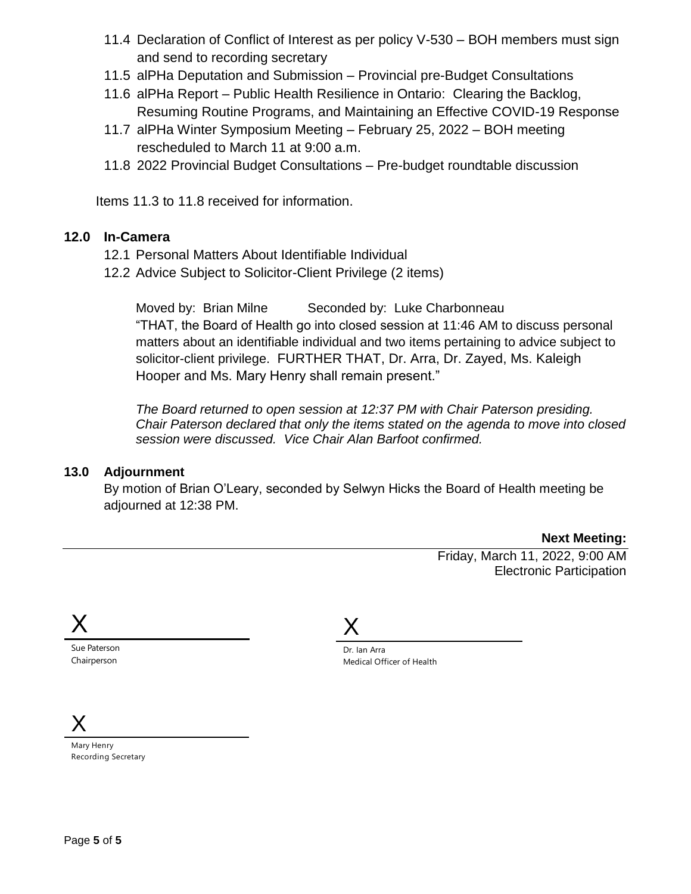11.4 Declaration of Conflict of Interest as per policy V-530 – BOH members must sign and send to recording secretary

11.5 alPHa Deputation and Submission – Provincial pre-Budget Consultations

11.6 alPHa Report – Public Health Resilience in Ontario: Clearing the Backlog, Resuming Routine Programs, and Maintaining an Effective COVID-19 Response

11.7 alPHa Winter Symposium Meeting – February 25, 2022 – BOH meeting rescheduled to March 11 at 9:00 a.m.

11.8 2022 Provincial Budget Consultations – Pre-budget roundtable discussion

Items 11.3 to 11.8 received for information.

## 12.0 In-Camera

12.1 Personal Matters About Identifiable Individual

12.2 Advice Subject to Solicitor-Client Privilege (2 items)

Moved by: Brian Milne  Seconded by: Luke Charbonneau

"THAT, the Board of Health go into closed session at 11:46 AM to discuss personal matters about an identifiable individual and two items pertaining to advice subject to solicitor-client privilege. FURTHER THAT, Dr. Arra, Dr. Zayed, Ms. Kaleigh Hooper and Ms. Mary Henry shall remain present."

*The Board returned to open session at 12:37 PM with Chair Paterson presiding. Chair Paterson declared that only the items stated on the agenda to move into closed session were discussed. Vice Chair Alan Barfoot confirmed.*

## 13.0 Adjournment

By motion of Brian O'Leary, seconded by Selwyn Hicks the Board of Health meeting be adjourned at 12:38 PM.

**Next Meeting:**

Friday, March 11, 2022, 9:00 AM
Electronic Participation

X

Sue Paterson
Chairperson

X

Dr. Ian Arra
Medical Officer of Health

X

Mary Henry
Recording Secretary